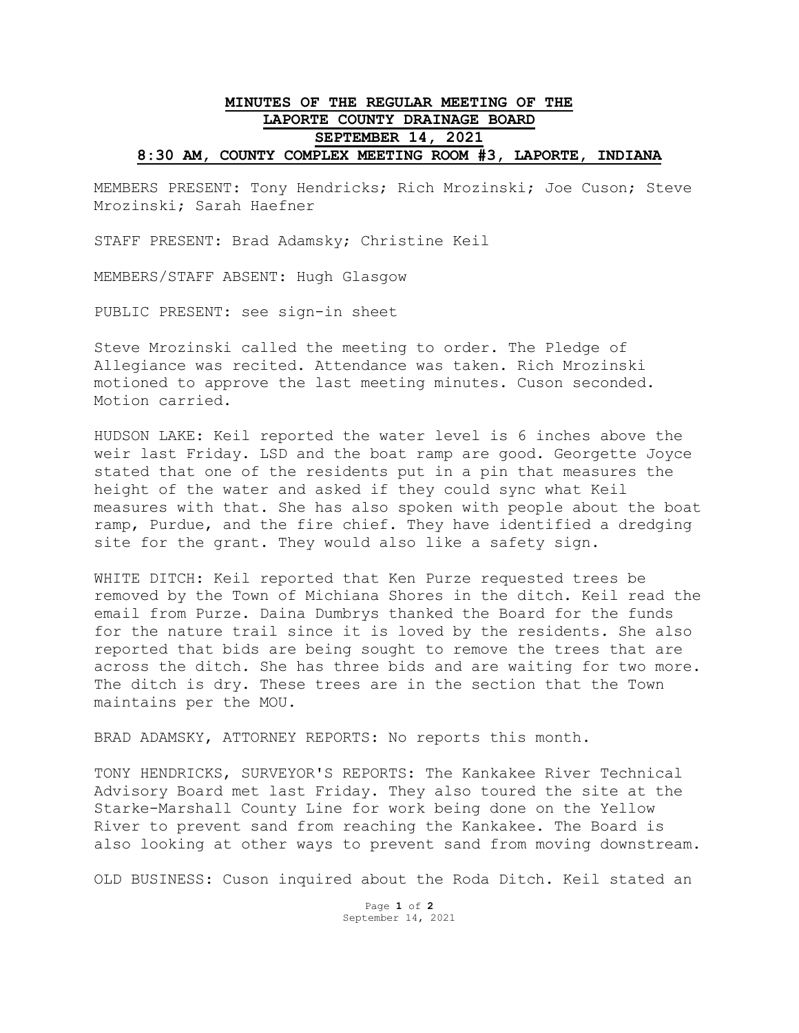# MINUTES OF THE REGULAR MEETING OF THE LAPORTE COUNTY DRAINAGE BOARD SEPTEMBER 14, 2021 8:30 AM, COUNTY COMPLEX MEETING ROOM #3, LAPORTE, INDIANA

MEMBERS PRESENT: Tony Hendricks; Rich Mrozinski; Joe Cuson; Steve Mrozinski; Sarah Haefner

STAFF PRESENT: Brad Adamsky; Christine Keil

MEMBERS/STAFF ABSENT: Hugh Glasgow

PUBLIC PRESENT: see sign-in sheet

Steve Mrozinski called the meeting to order. The Pledge of Allegiance was recited. Attendance was taken. Rich Mrozinski motioned to approve the last meeting minutes. Cuson seconded. Motion carried.

HUDSON LAKE: Keil reported the water level is 6 inches above the weir last Friday. LSD and the boat ramp are good. Georgette Joyce stated that one of the residents put in a pin that measures the height of the water and asked if they could sync what Keil measures with that. She has also spoken with people about the boat ramp, Purdue, and the fire chief. They have identified a dredging site for the grant. They would also like a safety sign.

WHITE DITCH: Keil reported that Ken Purze requested trees be removed by the Town of Michiana Shores in the ditch. Keil read the email from Purze. Daina Dumbrys thanked the Board for the funds for the nature trail since it is loved by the residents. She also reported that bids are being sought to remove the trees that are across the ditch. She has three bids and are waiting for two more. The ditch is dry. These trees are in the section that the Town maintains per the MOU.

BRAD ADAMSKY, ATTORNEY REPORTS: No reports this month.

TONY HENDRICKS, SURVEYOR'S REPORTS: The Kankakee River Technical Advisory Board met last Friday. They also toured the site at the Starke-Marshall County Line for work being done on the Yellow River to prevent sand from reaching the Kankakee. The Board is also looking at other ways to prevent sand from moving downstream.

OLD BUSINESS: Cuson inquired about the Roda Ditch. Keil stated an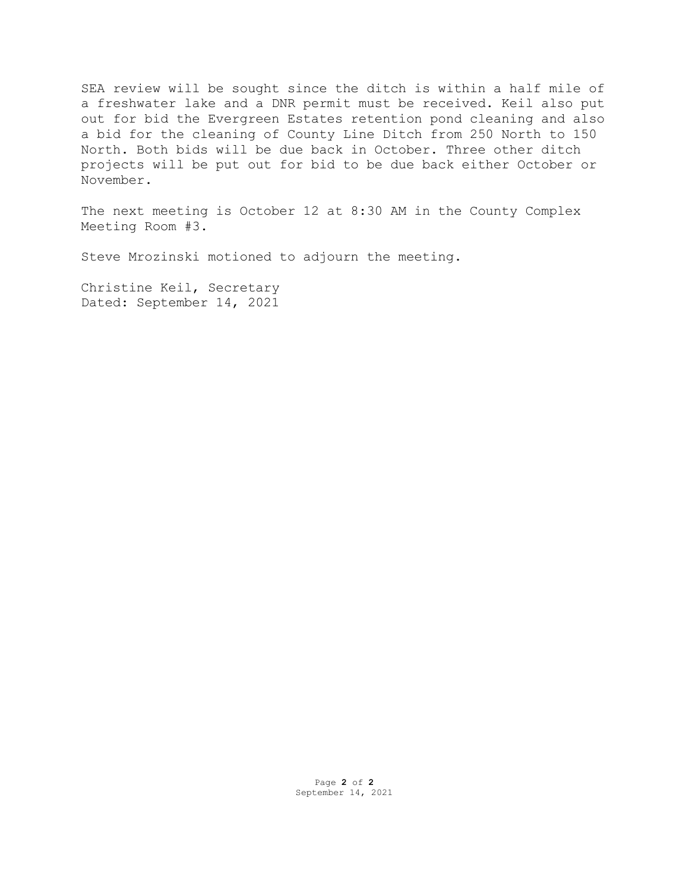SEA review will be sought since the ditch is within a half mile of a freshwater lake and a DNR permit must be received. Keil also put out for bid the Evergreen Estates retention pond cleaning and also a bid for the cleaning of County Line Ditch from 250 North to 150 North. Both bids will be due back in October. Three other ditch projects will be put out for bid to be due back either October or November.

The next meeting is October 12 at 8:30 AM in the County Complex Meeting Room #3.

Steve Mrozinski motioned to adjourn the meeting.

Christine Keil, Secretary
Dated: September 14, 2021